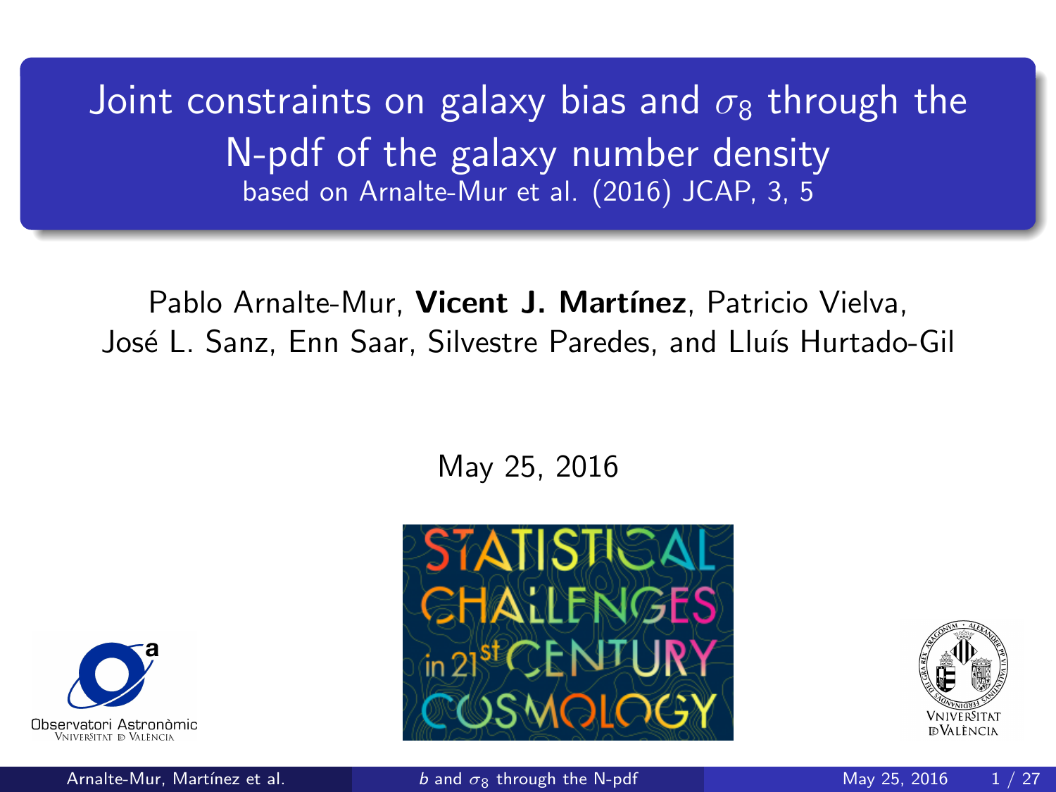# Joint constraints on galaxy bias and $\sigma_8$ through the N-pdf of the galaxy number density

based on Arnalte-Mur et al. (2016) JCAP, 3, 5

Pablo Arnalte-Mur, **Vicent J. Martínez**, Patricio Vielva, José L. Sanz, Enn Saar, Silvestre Paredes, and Lluís Hurtado-Gil

May 25, 2016

STATISTICAL CHALLENGES in 21st CENTURY COSMOLOGY

Observatori Astronòmic
Vniversitat de València

Vniversitat de València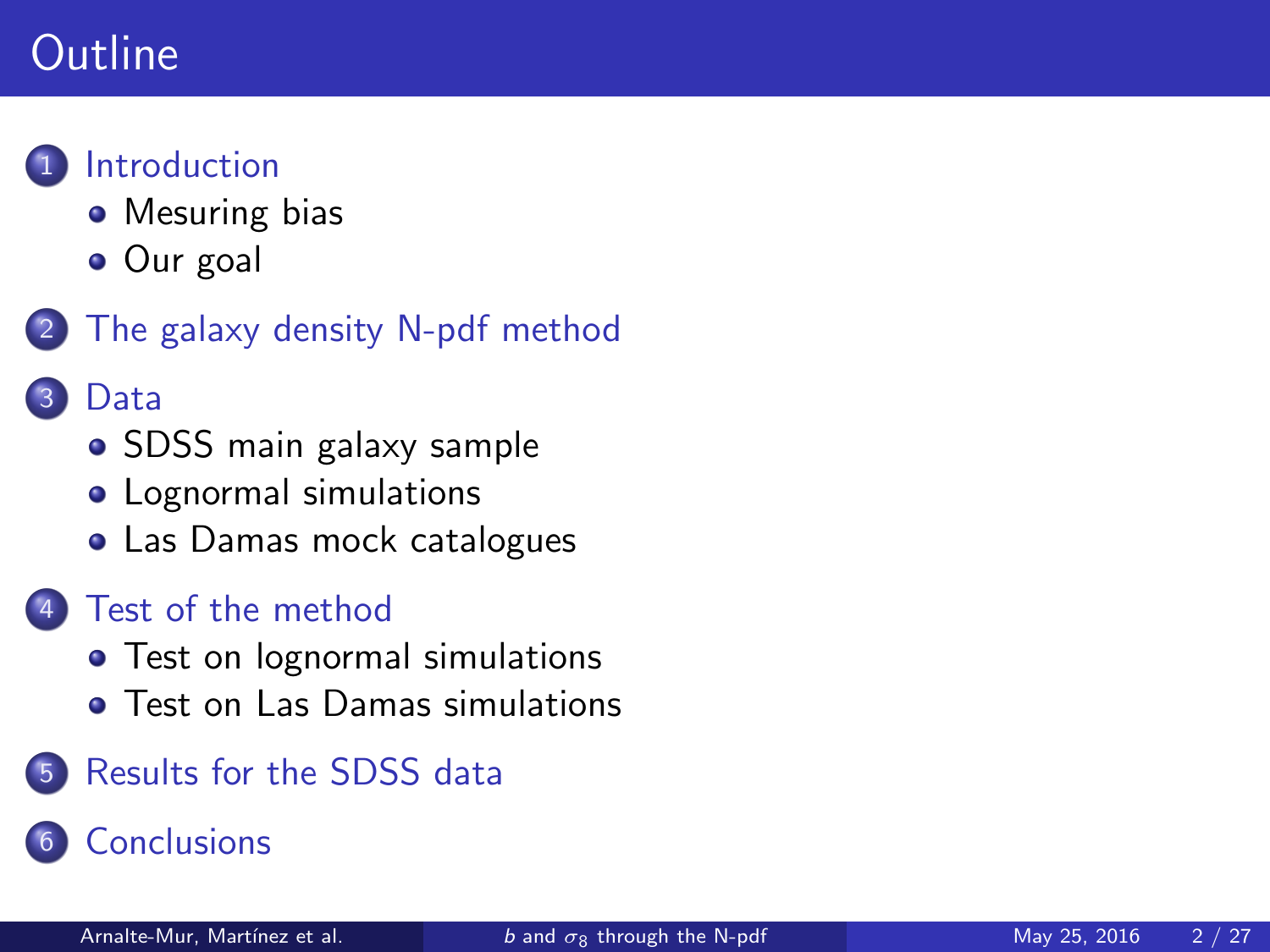# Outline

1. Introduction
   - Mesuring bias
   - Our goal
2. The galaxy density N-pdf method
3. Data
   - SDSS main galaxy sample
   - Lognormal simulations
   - Las Damas mock catalogues
4. Test of the method
   - Test on lognormal simulations
   - Test on Las Damas simulations
5. Results for the SDSS data
6. Conclusions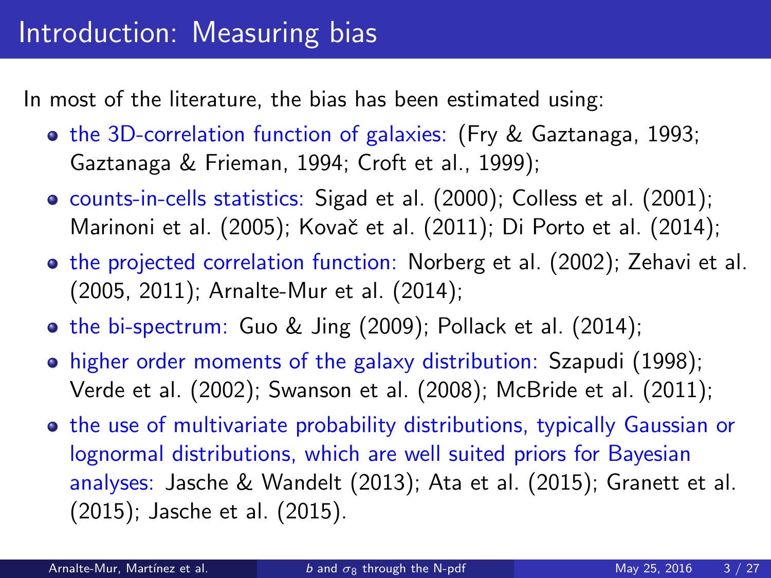# Introduction: Measuring bias

In most of the literature, the bias has been estimated using:

- the 3D-correlation function of galaxies: (Fry & Gaztanaga, 1993; Gaztanaga & Frieman, 1994; Croft et al., 1999);
- counts-in-cells statistics: Sigad et al. (2000); Colless et al. (2001); Marinoni et al. (2005); Kovač et al. (2011); Di Porto et al. (2014);
- the projected correlation function: Norberg et al. (2002); Zehavi et al. (2005, 2011); Arnalte-Mur et al. (2014);
- the bi-spectrum: Guo & Jing (2009); Pollack et al. (2014);
- higher order moments of the galaxy distribution: Szapudi (1998); Verde et al. (2002); Swanson et al. (2008); McBride et al. (2011);
- the use of multivariate probability distributions, typically Gaussian or lognormal distributions, which are well suited priors for Bayesian analyses: Jasche & Wandelt (2013); Ata et al. (2015); Granett et al. (2015); Jasche et al. (2015).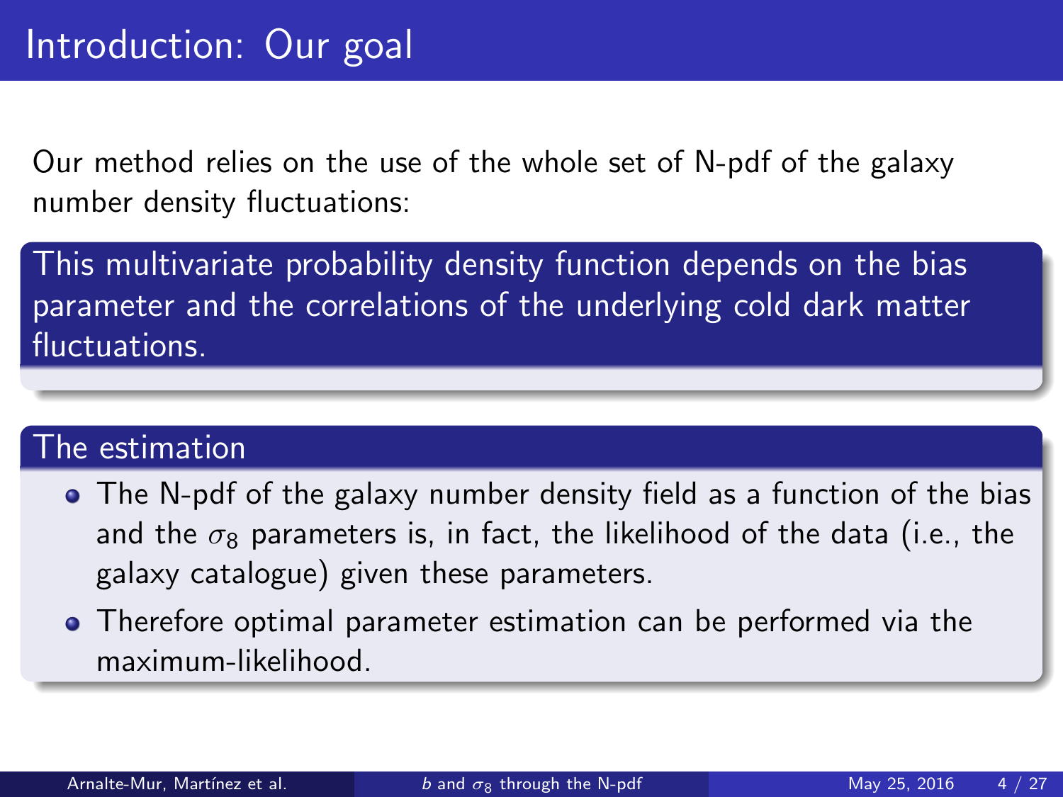# Introduction: Our goal

Our method relies on the use of the whole set of N-pdf of the galaxy number density fluctuations:

**This multivariate probability density function depends on the bias parameter and the correlations of the underlying cold dark matter fluctuations.**

### The estimation

- The N-pdf of the galaxy number density field as a function of the bias and the $\sigma_8$ parameters is, in fact, the likelihood of the data (i.e., the galaxy catalogue) given these parameters.
- Therefore optimal parameter estimation can be performed via the maximum-likelihood.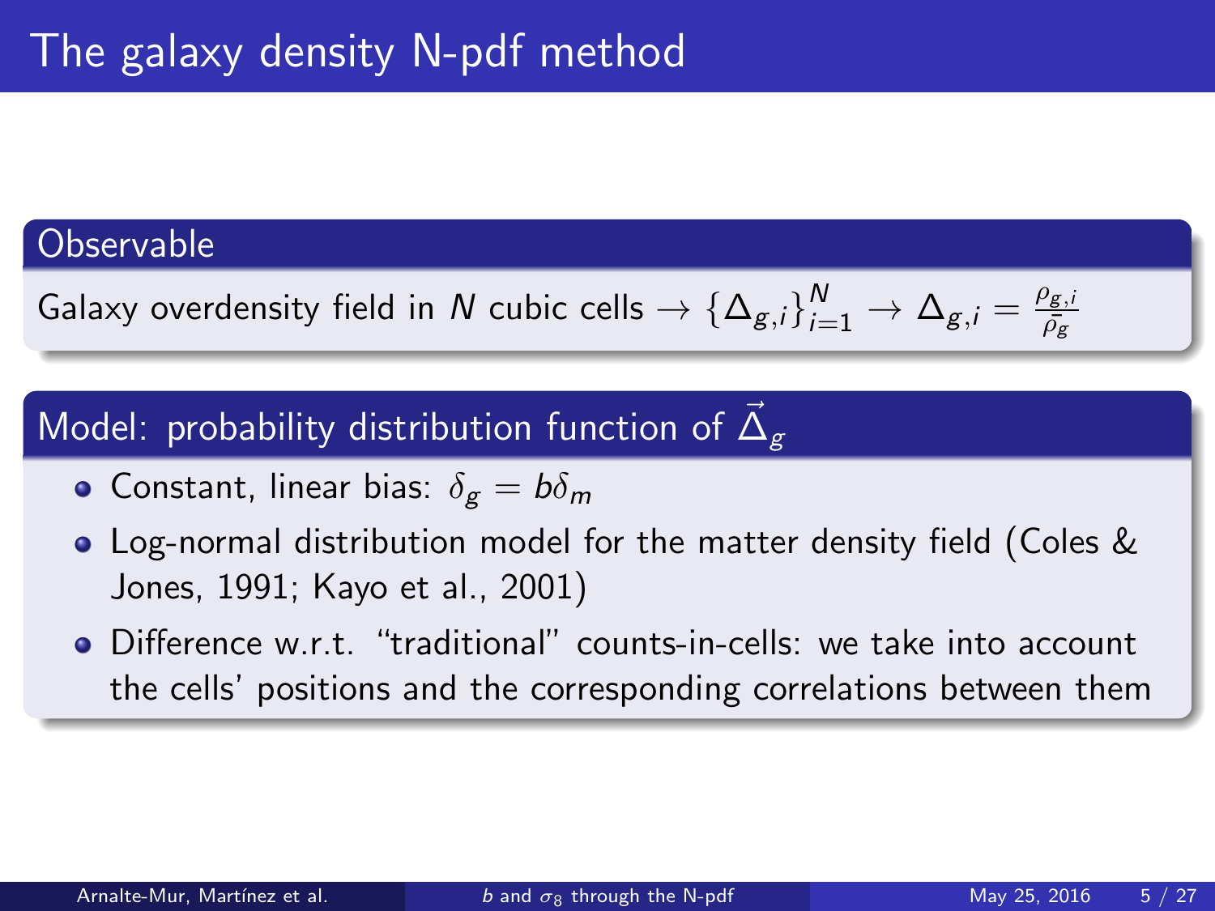# The galaxy density N-pdf method

## Observable

Galaxy overdensity field in $N$ cubic cells $\rightarrow \{\Delta_{g,i}\}_{i=1}^{N} \rightarrow \Delta_{g,i} = \frac{\rho_{g,i}}{\bar{\rho}_g}$

## Model: probability distribution function of $\vec{\Delta}_g$

- Constant, linear bias: $\delta_g = b\delta_m$
- Log-normal distribution model for the matter density field (Coles & Jones, 1991; Kayo et al., 2001)
- Difference w.r.t. "traditional" counts-in-cells: we take into account the cells' positions and the corresponding correlations between them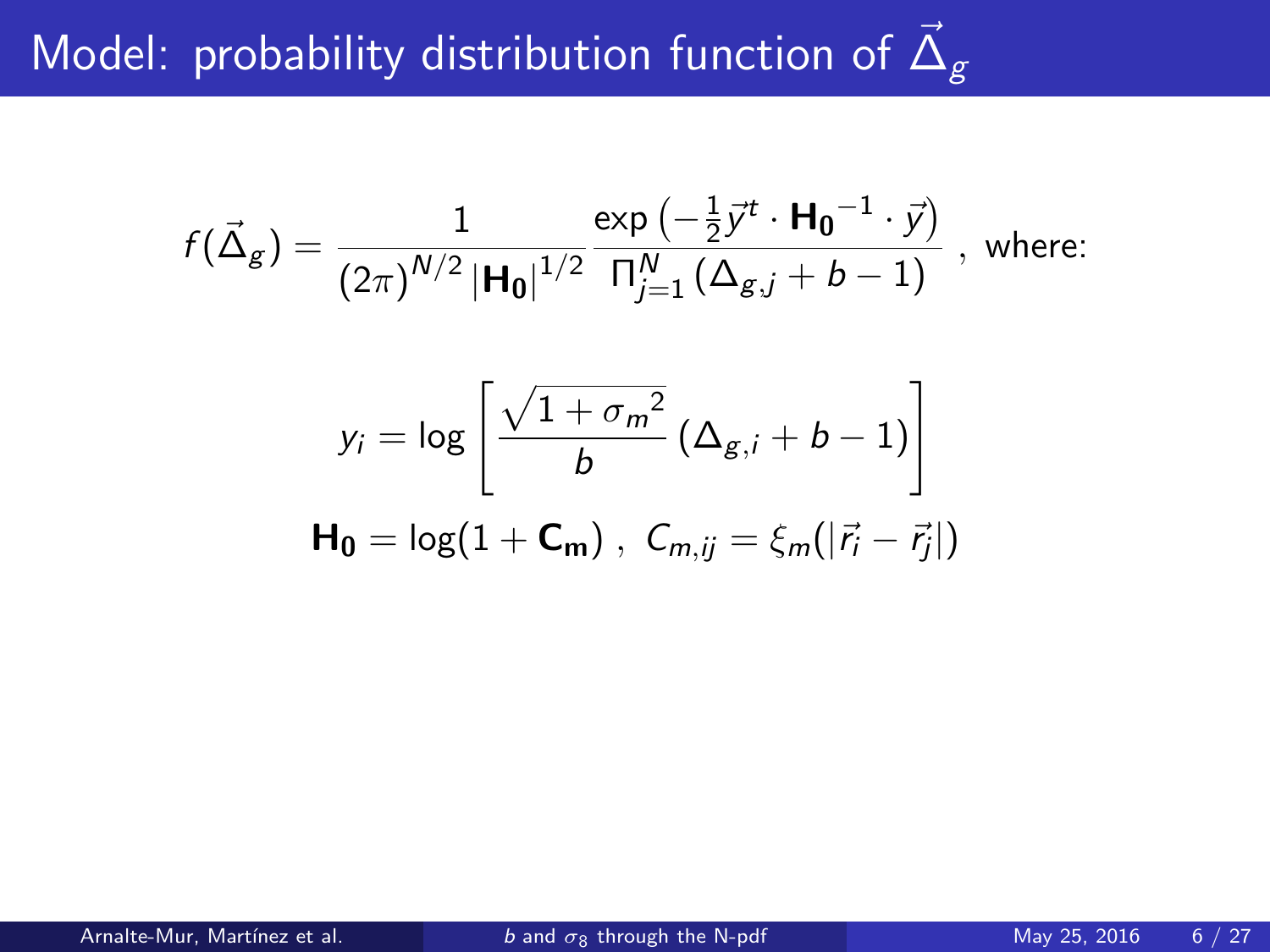# Model: probability distribution function of $\vec{\Delta}_g$

$$f(\vec{\Delta}_g) = \frac{1}{(2\pi)^{N/2} |\mathbf{H_0}|^{1/2}} \frac{\exp\left(-\frac{1}{2}\vec{y}^t \cdot \mathbf{H_0}^{-1} \cdot \vec{y}\right)}{\prod_{j=1}^{N} (\Delta_{g,j} + b - 1)} \text{ , where:}$$

$$y_i = \log\left[\frac{\sqrt{1 + {\sigma_m}^2}}{b} (\Delta_{g,i} + b - 1)\right]$$

$$\mathbf{H_0} = \log(1 + \mathbf{C_m}) \text{ , } C_{m,ij} = \xi_m(|\vec{r_i} - \vec{r_j}|)$$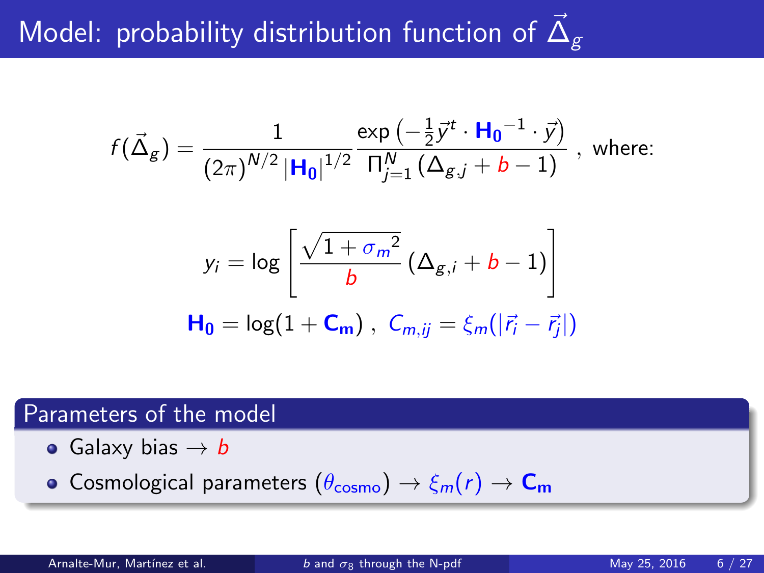# Model: probability distribution function of $\vec{\Delta}_g$

$$f(\vec{\Delta}_g) = \frac{1}{(2\pi)^{N/2} |\mathbf{H_0}|^{1/2}} \frac{\exp\left(-\frac{1}{2}\vec{y}^t \cdot \mathbf{H_0}^{-1} \cdot \vec{y}\right)}{\prod_{j=1}^{N} (\Delta_{g,j} + b - 1)} \text{ , where:}$$

$$y_i = \log\left[\frac{\sqrt{1 + {\sigma_m}^2}}{b} (\Delta_{g,i} + b - 1)\right]$$

$$\mathbf{H_0} = \log(1 + \mathbf{C_m}) \text{ , } C_{m,ij} = \xi_m(|\vec{r}_i - \vec{r}_j|)$$

## Parameters of the model

- Galaxy bias $\rightarrow b$
- Cosmological parameters $(\theta_{\text{cosmo}}) \rightarrow \xi_m(r) \rightarrow \mathbf{C_m}$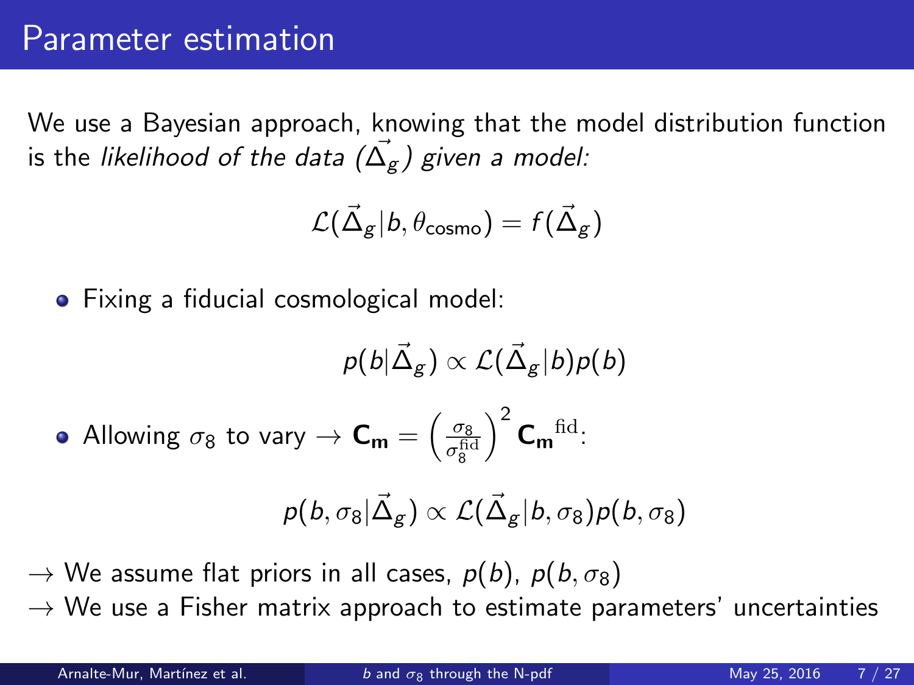# Parameter estimation

We use a Bayesian approach, knowing that the model distribution function is the *likelihood of the data ($\vec{\Delta}_g$) given a model:*

$$\mathcal{L}(\vec{\Delta}_g | b, \theta_{\text{cosmo}}) = f(\vec{\Delta}_g)$$

- Fixing a fiducial cosmological model:

$$p(b|\vec{\Delta}_g) \propto \mathcal{L}(\vec{\Delta}_g|b)p(b)$$

- Allowing $\sigma_8$ to vary $\rightarrow \mathbf{C_m} = \left(\frac{\sigma_8}{\sigma_8^{\text{fid}}}\right)^2 \mathbf{C_m}^{\text{fid}}$:

$$p(b, \sigma_8|\vec{\Delta}_g) \propto \mathcal{L}(\vec{\Delta}_g|b, \sigma_8)p(b, \sigma_8)$$

$\rightarrow$ We assume flat priors in all cases, $p(b)$, $p(b, \sigma_8)$
$\rightarrow$ We use a Fisher matrix approach to estimate parameters' uncertainties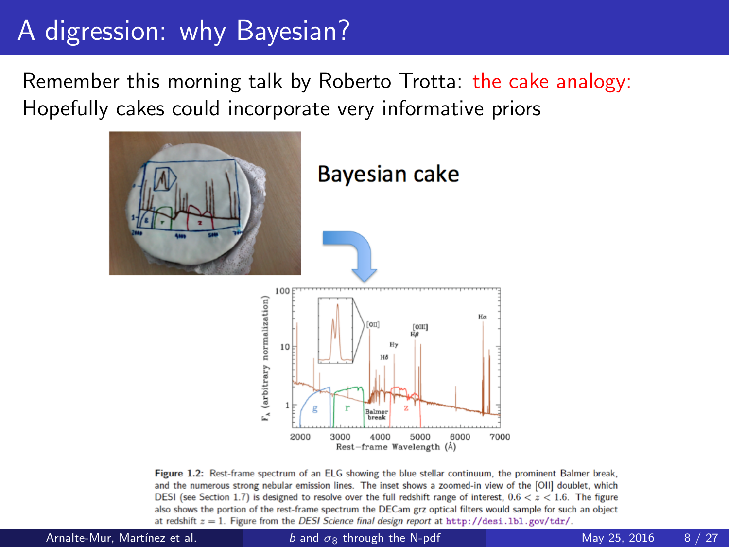# A digression: why Bayesian?

Remember this morning talk by Roberto Trotta: the cake analogy: Hopefully cakes could incorporate very informative priors

Bayesian cake

**Figure 1.2:** Rest-frame spectrum of an ELG showing the blue stellar continuum, the prominent Balmer break, and the numerous strong nebular emission lines. The inset shows a zoomed-in view of the [OII] doublet, which DESI (see Section 1.7) is designed to resolve over the full redshift range of interest, $0.6 < z < 1.6$. The figure also shows the portion of the rest-frame spectrum the DECam grz optical filters would sample for such an object at redshift $z = 1$. Figure from the *DESI Science final design report* at http://desi.lbl.gov/tdr/.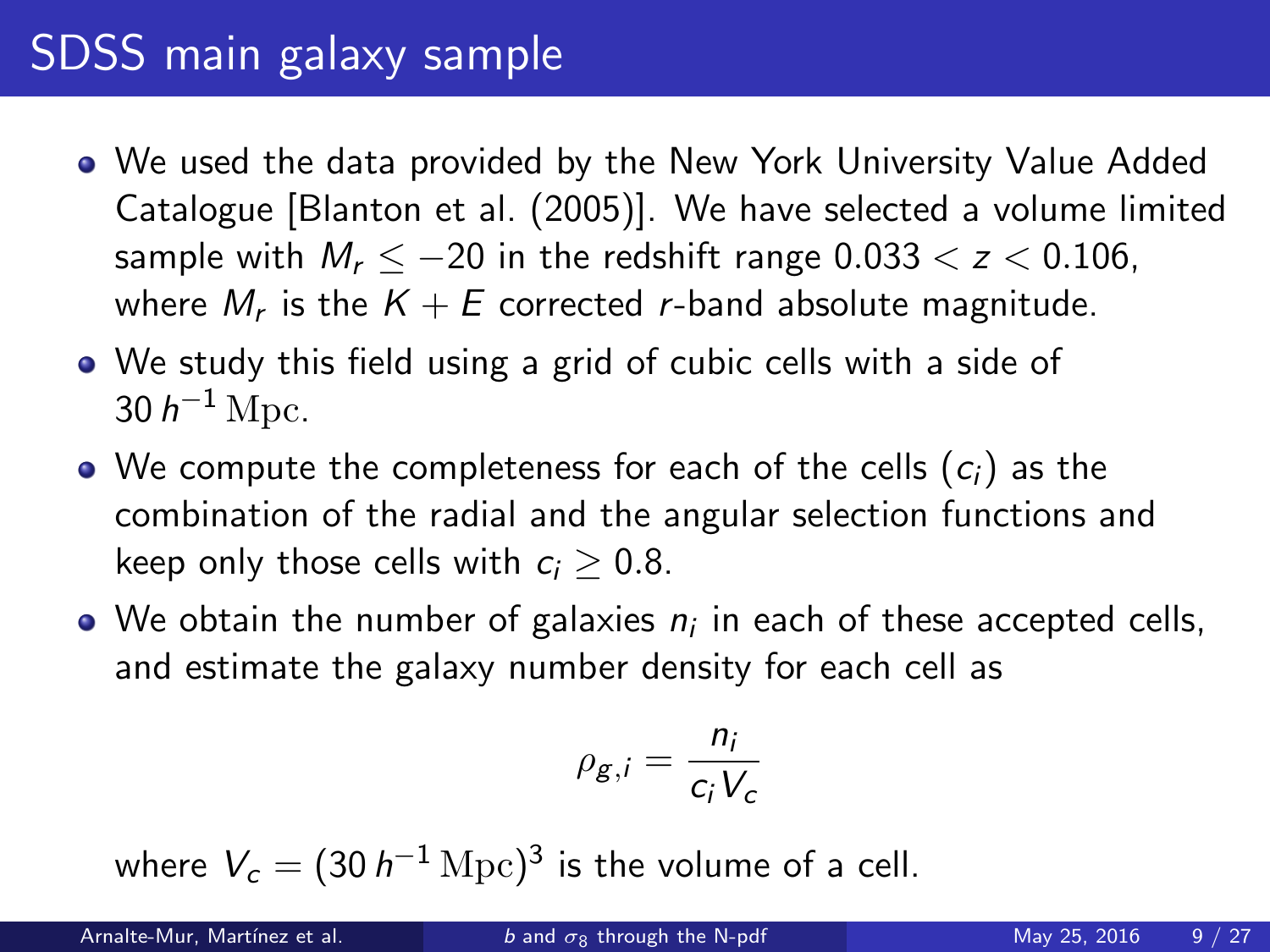# SDSS main galaxy sample

- We used the data provided by the New York University Value Added Catalogue [Blanton et al. (2005)]. We have selected a volume limited sample with $M_r \leq -20$ in the redshift range $0.033 < z < 0.106$, where $M_r$ is the $K + E$ corrected $r$-band absolute magnitude.
- We study this field using a grid of cubic cells with a side of $30\,h^{-1}\,\mathrm{Mpc}$.
- We compute the completeness for each of the cells ($c_i$) as the combination of the radial and the angular selection functions and keep only those cells with $c_i \geq 0.8$.
- We obtain the number of galaxies $n_i$ in each of these accepted cells, and estimate the galaxy number density for each cell as

$$\rho_{g,i} = \frac{n_i}{c_i V_c}$$

where $V_c = (30\,h^{-1}\,\mathrm{Mpc})^3$ is the volume of a cell.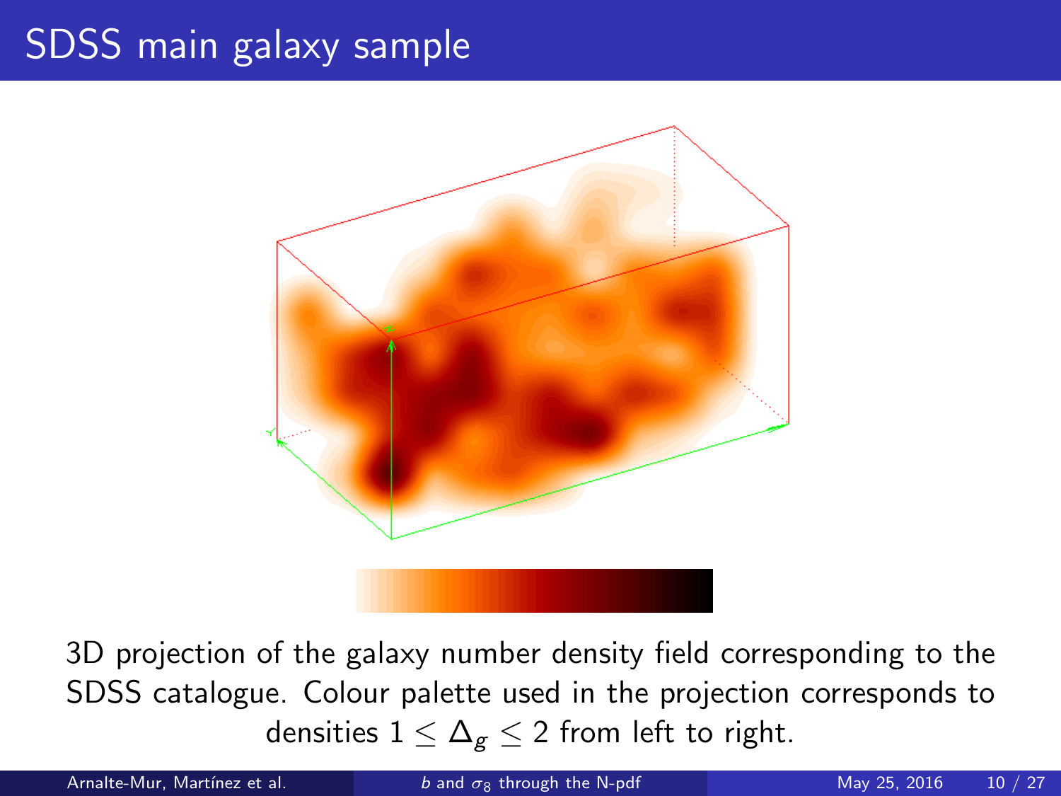# SDSS main galaxy sample

3D projection of the galaxy number density field corresponding to the SDSS catalogue. Colour palette used in the projection corresponds to densities $1 \leq \Delta_g \leq 2$ from left to right.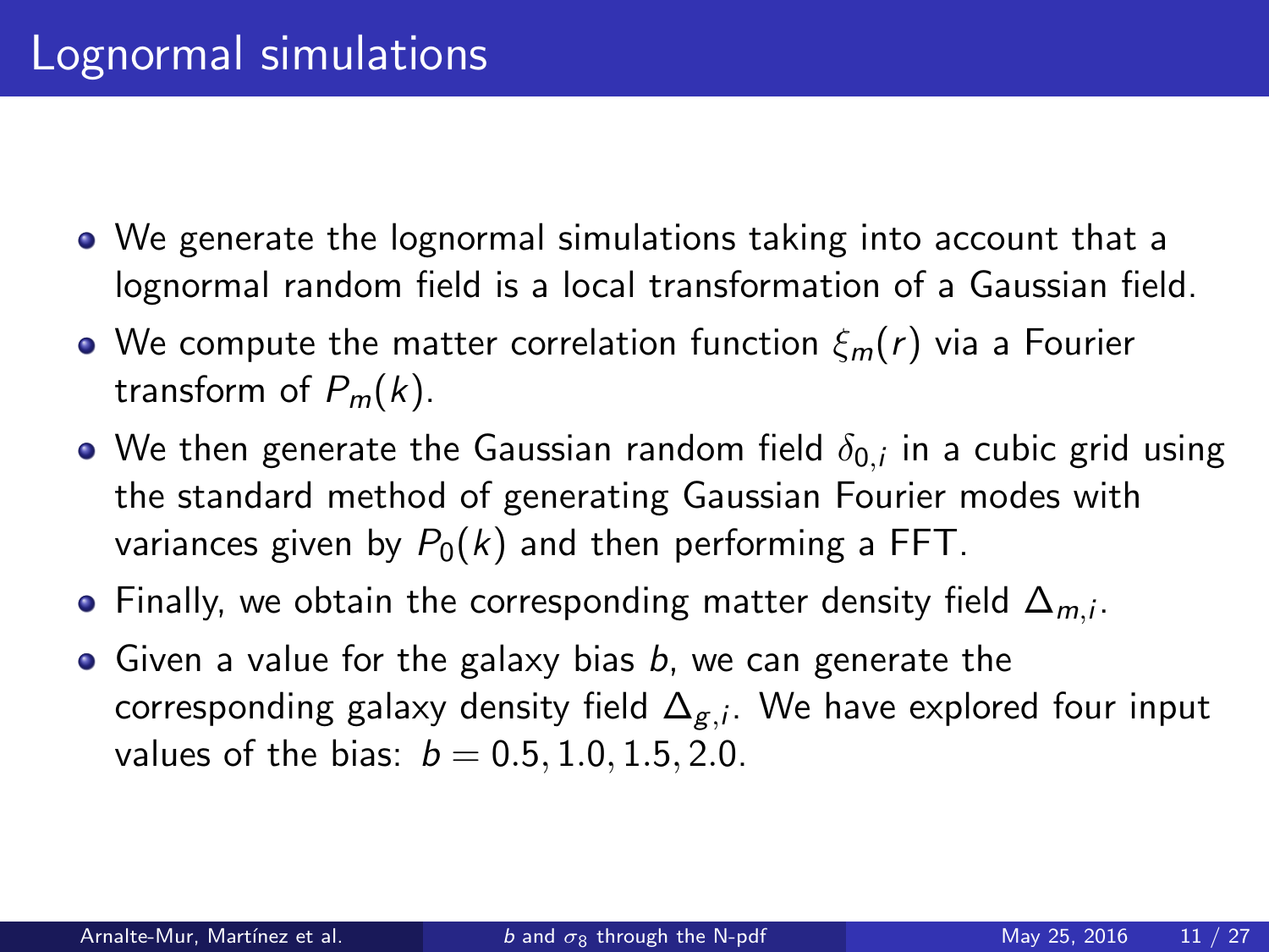# Lognormal simulations

- We generate the lognormal simulations taking into account that a lognormal random field is a local transformation of a Gaussian field.
- We compute the matter correlation function $\xi_m(r)$ via a Fourier transform of $P_m(k)$.
- We then generate the Gaussian random field $\delta_{0,i}$ in a cubic grid using the standard method of generating Gaussian Fourier modes with variances given by $P_0(k)$ and then performing a FFT.
- Finally, we obtain the corresponding matter density field $\Delta_{m,i}$.
- Given a value for the galaxy bias $b$, we can generate the corresponding galaxy density field $\Delta_{g,i}$. We have explored four input values of the bias: $b = 0.5, 1.0, 1.5, 2.0$.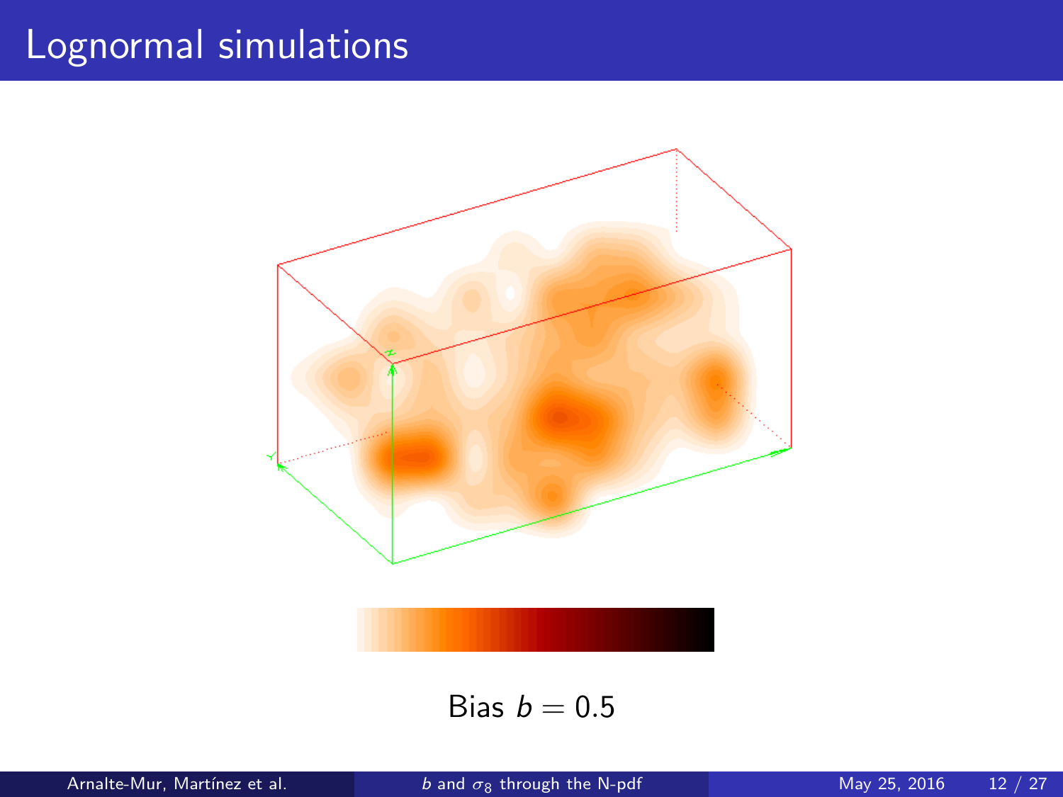# Lognormal simulations

Bias $b = 0.5$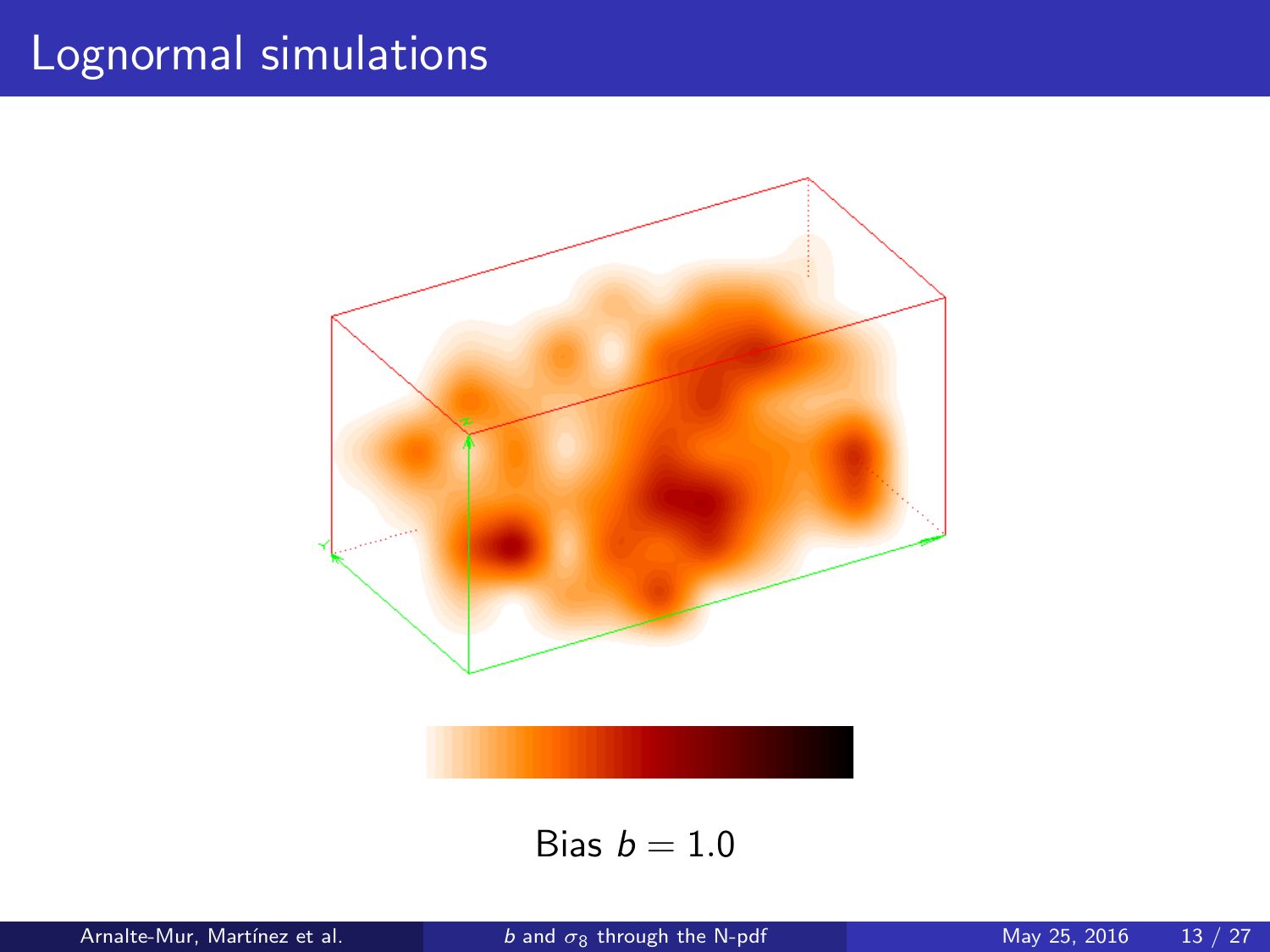# Lognormal simulations

Bias $b = 1.0$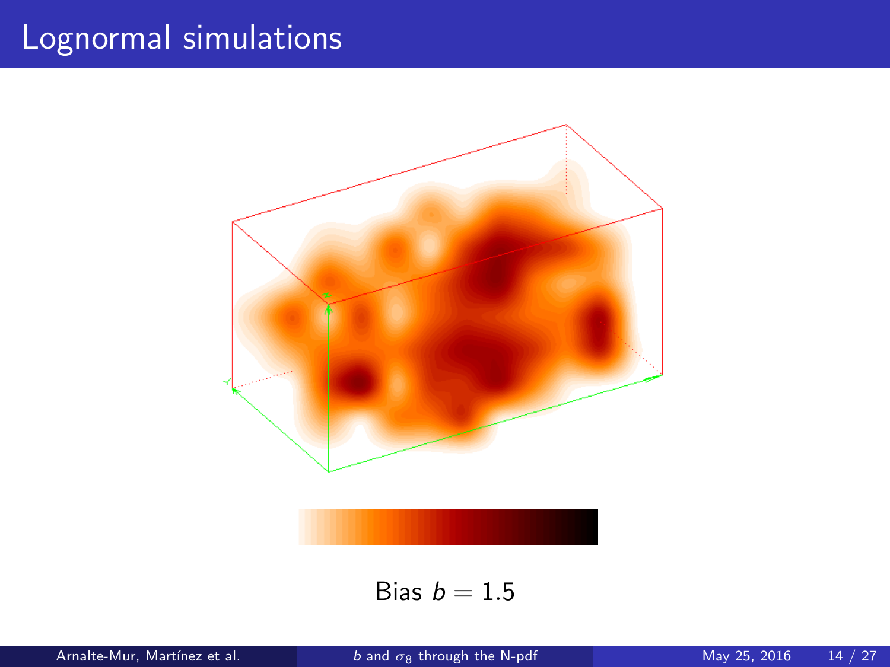# Lognormal simulations

Bias $b = 1.5$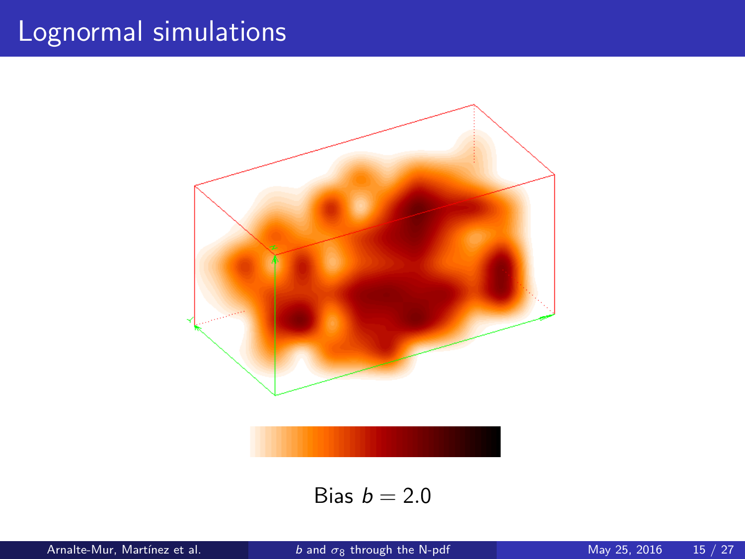# Lognormal simulations

Bias $b = 2.0$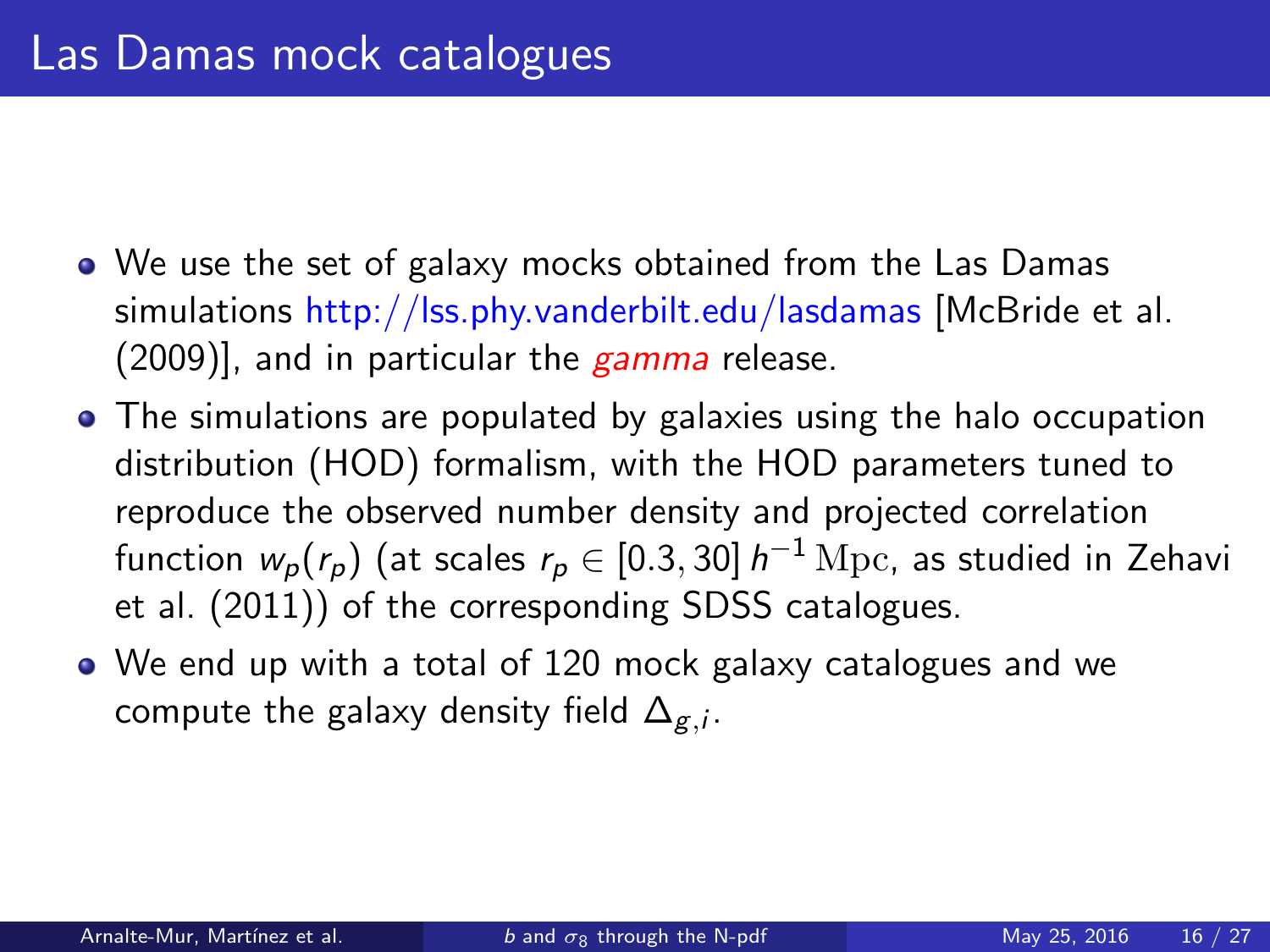# Las Damas mock catalogues

- We use the set of galaxy mocks obtained from the Las Damas simulations http://lss.phy.vanderbilt.edu/lasdamas [McBride et al. (2009)], and in particular the *gamma* release.
- The simulations are populated by galaxies using the halo occupation distribution (HOD) formalism, with the HOD parameters tuned to reproduce the observed number density and projected correlation function $w_p(r_p)$ (at scales $r_p \in [0.3, 30]\, h^{-1}\,\mathrm{Mpc}$, as studied in Zehavi et al. (2011)) of the corresponding SDSS catalogues.
- We end up with a total of 120 mock galaxy catalogues and we compute the galaxy density field $\Delta_{g,i}$.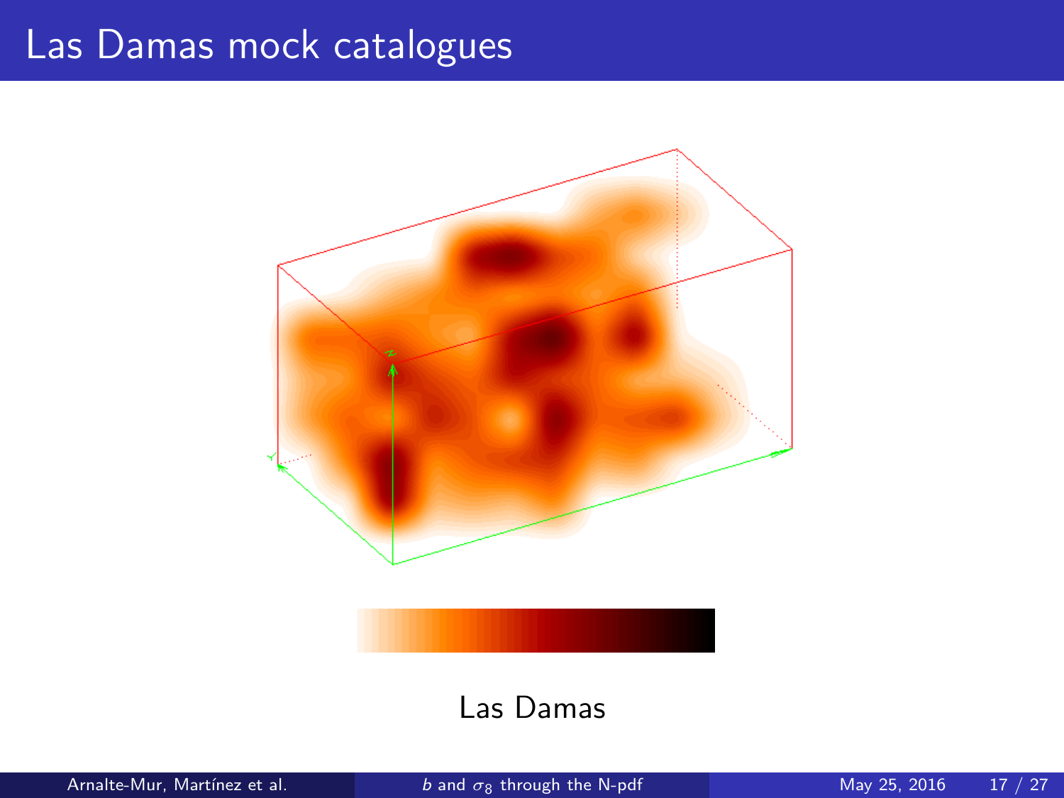# Las Damas mock catalogues

Las Damas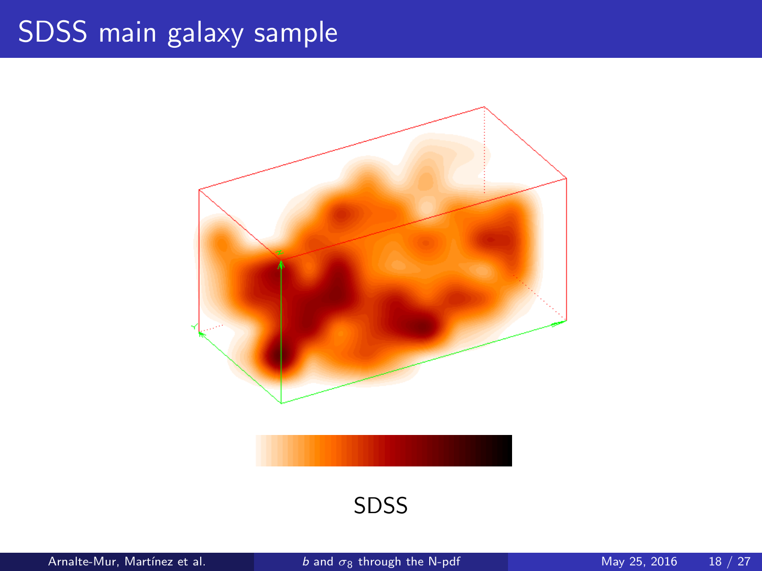# SDSS main galaxy sample

SDSS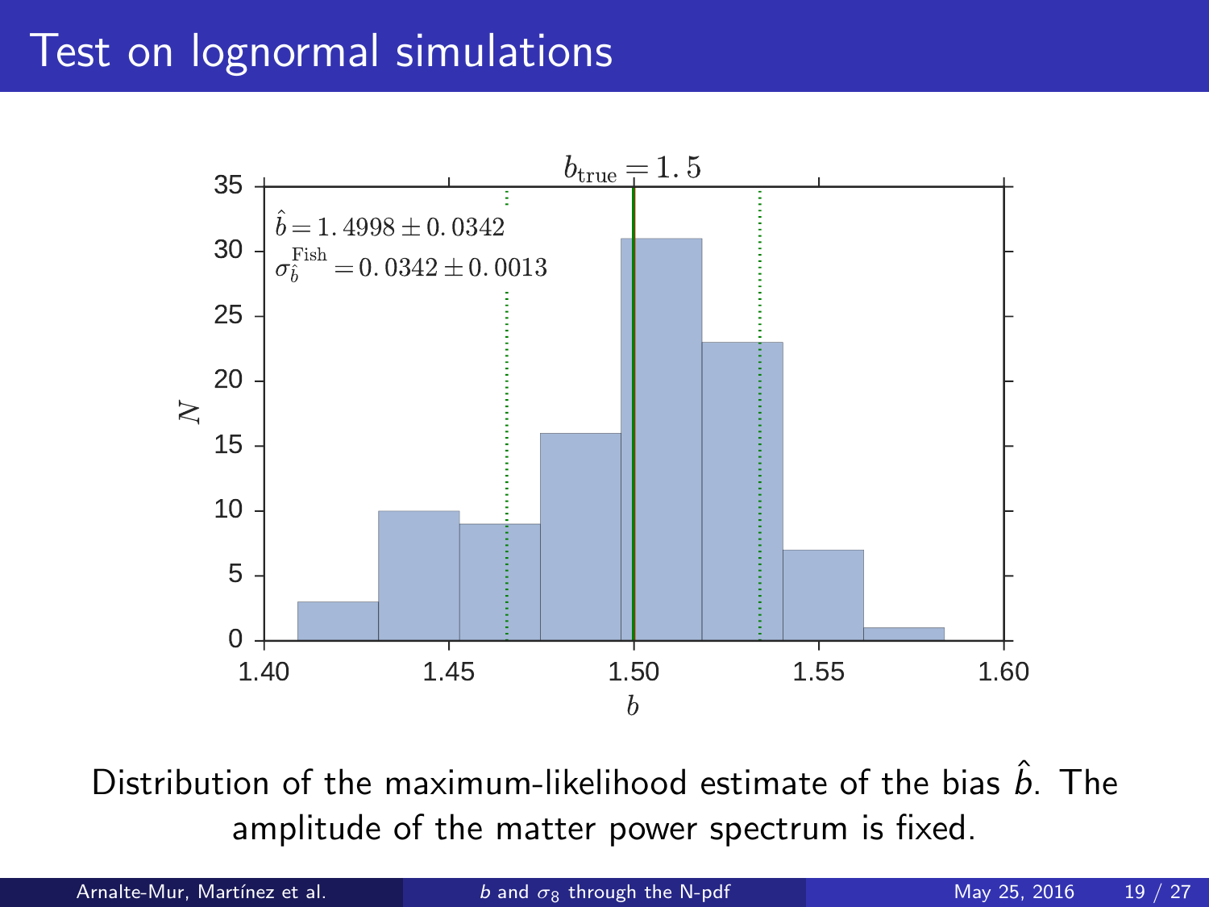# Test on lognormal simulations

$b_{\rm true} = 1.5$

$\hat{b} = 1.4998 \pm 0.0342$

$\sigma_{\hat{b}}^{\rm Fish} = 0.0342 \pm 0.0013$

Distribution of the maximum-likelihood estimate of the bias $\hat{b}$. The amplitude of the matter power spectrum is fixed.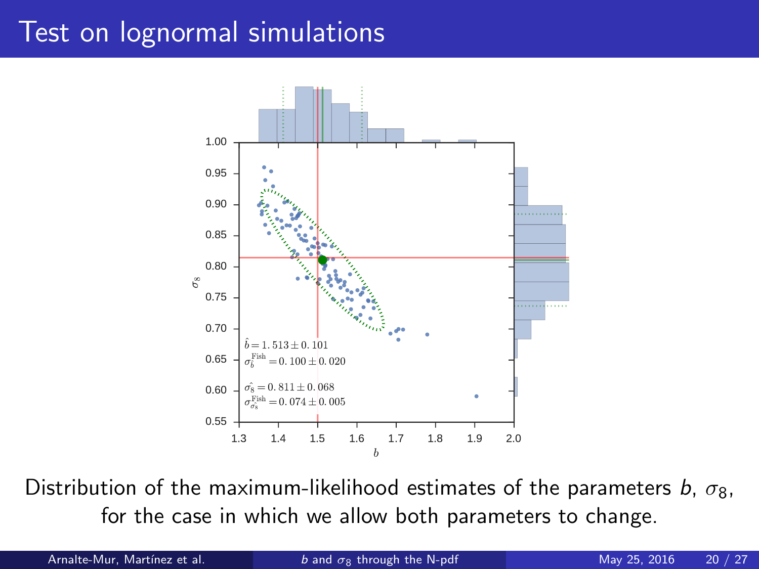# Test on lognormal simulations

$\hat{b} = 1.513 \pm 0.101$

$\sigma_{\hat{b}}^{\rm Fish} = 0.100 \pm 0.020$

$\hat{\sigma_8} = 0.811 \pm 0.068$

$\sigma_{\hat{\sigma_8}}^{\rm Fish} = 0.074 \pm 0.005$

Distribution of the maximum-likelihood estimates of the parameters $b$, $\sigma_8$, for the case in which we allow both parameters to change.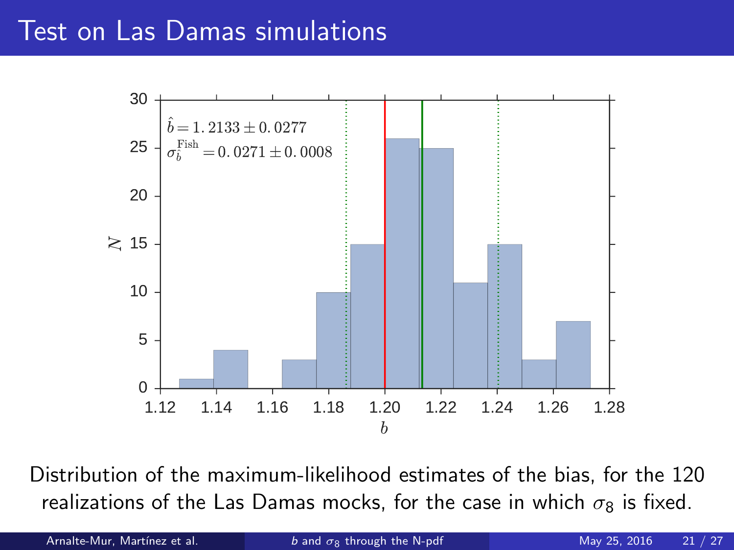# Test on Las Damas simulations

$\hat{b} = 1.2133 \pm 0.0277$

$\sigma_{\hat{b}}^{\text{Fish}} = 0.0271 \pm 0.0008$

Distribution of the maximum-likelihood estimates of the bias, for the 120 realizations of the Las Damas mocks, for the case in which $\sigma_8$ is fixed.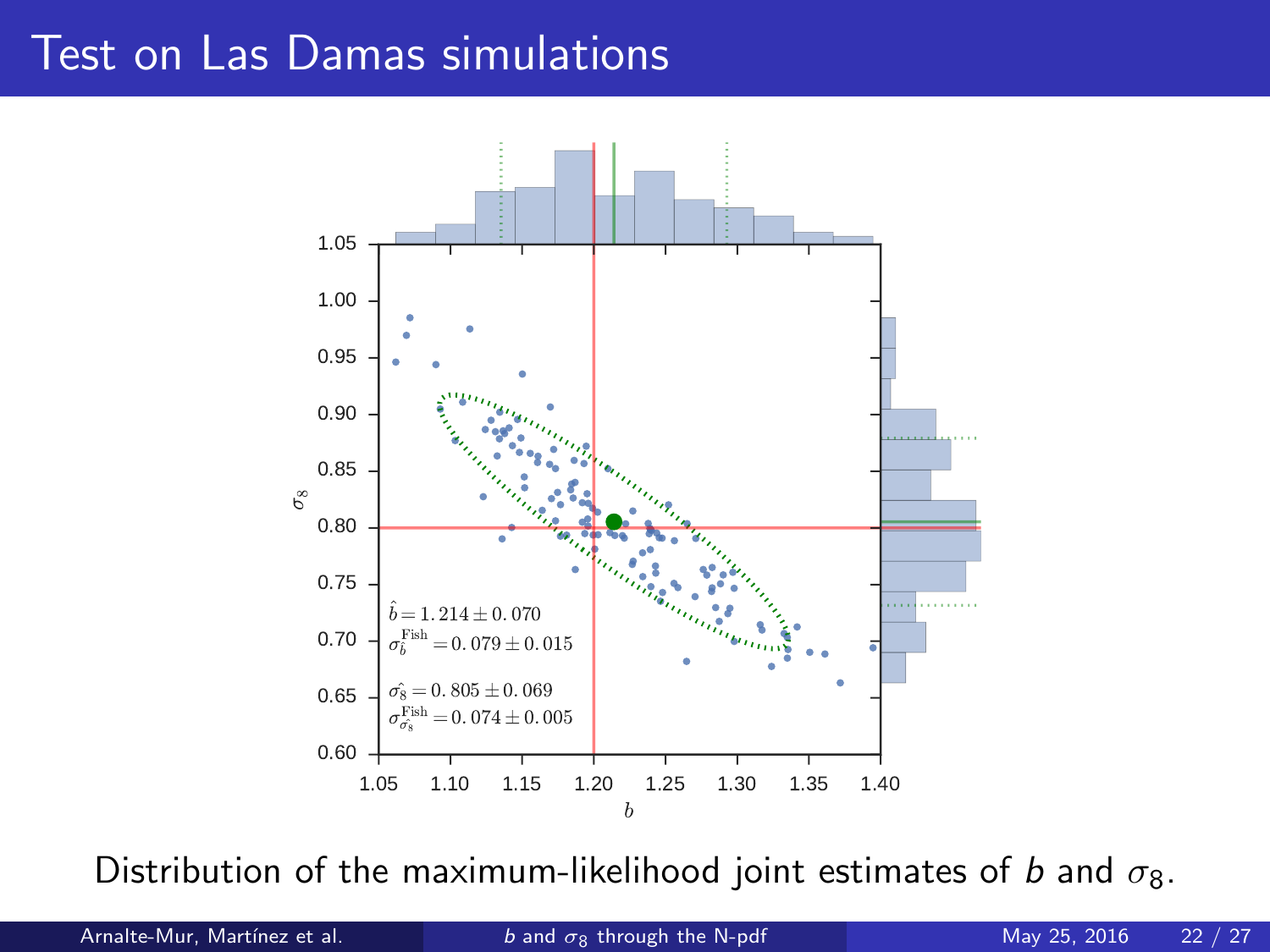# Test on Las Damas simulations

$\hat{b} = 1.214 \pm 0.070$

$\sigma_{\hat{b}}^{\text{Fish}} = 0.079 \pm 0.015$

$\hat{\sigma_8} = 0.805 \pm 0.069$

$\sigma_{\hat{\sigma_8}}^{\text{Fish}} = 0.074 \pm 0.005$

Distribution of the maximum-likelihood joint estimates of $b$ and $\sigma_8$.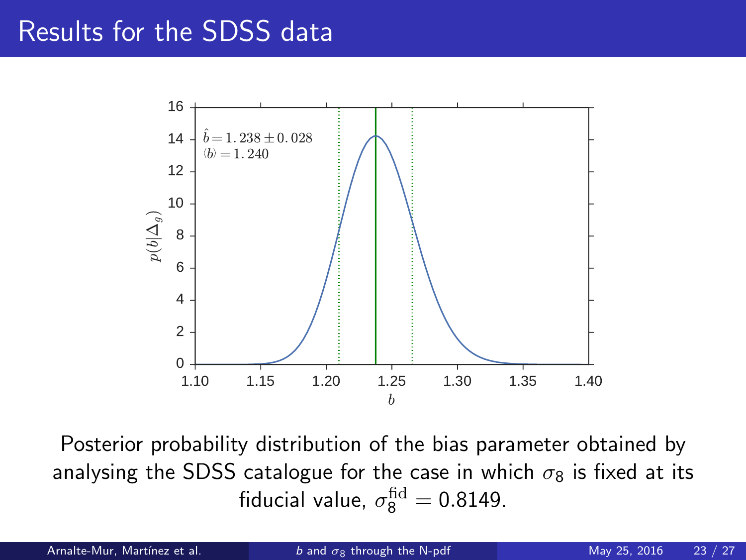# Results for the SDSS data

$\hat{b} = 1.238 \pm 0.028$

$\langle b \rangle = 1.240$

Posterior probability distribution of the bias parameter obtained by analysing the SDSS catalogue for the case in which $\sigma_8$ is fixed at its fiducial value, $\sigma_8^{\mathrm{fid}} = 0.8149$.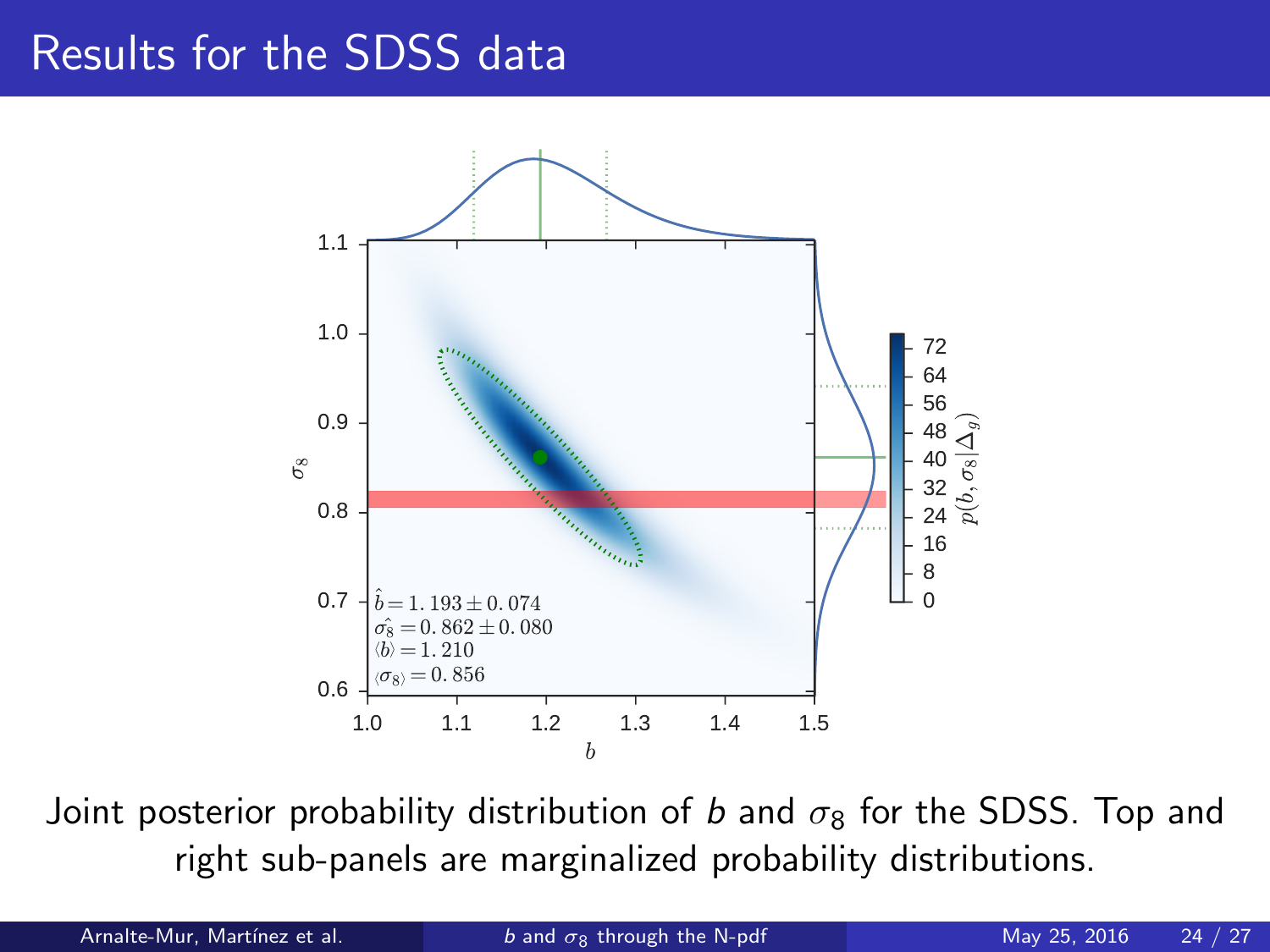# Results for the SDSS data

$\hat{b} = 1.193 \pm 0.074$
$\hat{\sigma_8} = 0.862 \pm 0.080$
$\langle b \rangle = 1.210$
$\langle \sigma_8 \rangle = 0.856$

Joint posterior probability distribution of $b$ and $\sigma_8$ for the SDSS. Top and right sub-panels are marginalized probability distributions.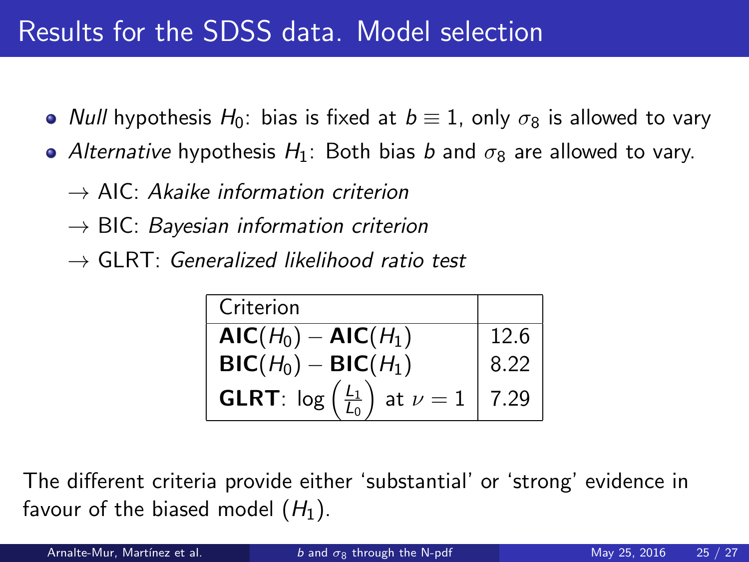# Results for the SDSS data. Model selection

- *Null* hypothesis $H_0$: bias is fixed at $b \equiv 1$, only $\sigma_8$ is allowed to vary
- *Alternative* hypothesis $H_1$: Both bias $b$ and $\sigma_8$ are allowed to vary.
  - → AIC: *Akaike information criterion*
  - → BIC: *Bayesian information criterion*
  - → GLRT: *Generalized likelihood ratio test*

| Criterion | |
|---|---|
| $\textbf{AIC}(H_0) - \textbf{AIC}(H_1)$ | 12.6 |
| $\textbf{BIC}(H_0) - \textbf{BIC}(H_1)$ | 8.22 |
| **GLRT**: $\log\left(\frac{L_1}{L_0}\right)$ at $\nu = 1$ | 7.29 |

The different criteria provide either 'substantial' or 'strong' evidence in favour of the biased model ($H_1$).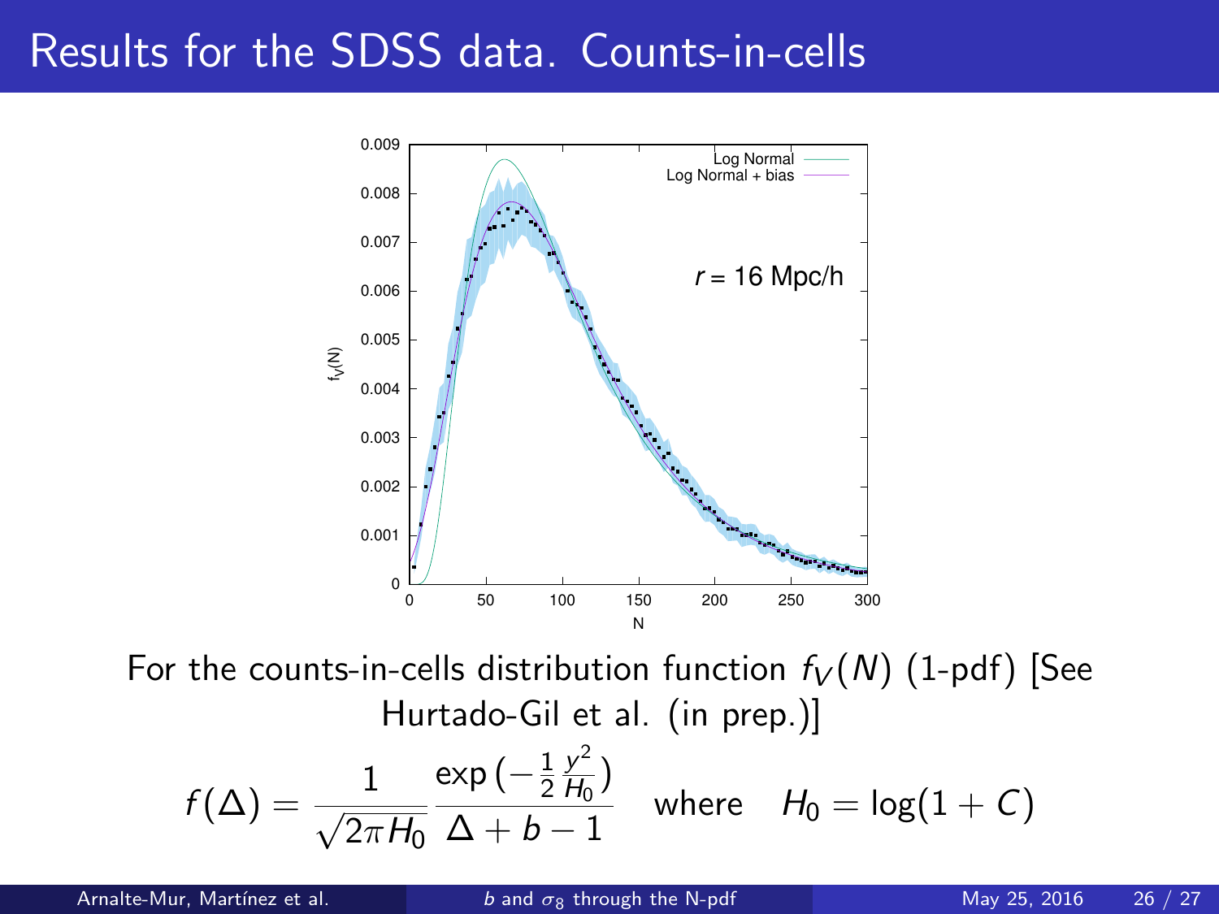# Results for the SDSS data. Counts-in-cells

For the counts-in-cells distribution function $f_V(N)$ (1-pdf) [See Hurtado-Gil et al. (in prep.)]

$$f(\Delta) = \frac{1}{\sqrt{2\pi H_0}} \frac{\exp\left(-\frac{1}{2}\frac{y^2}{H_0}\right)}{\Delta + b - 1} \quad \text{where} \quad H_0 = \log(1 + C)$$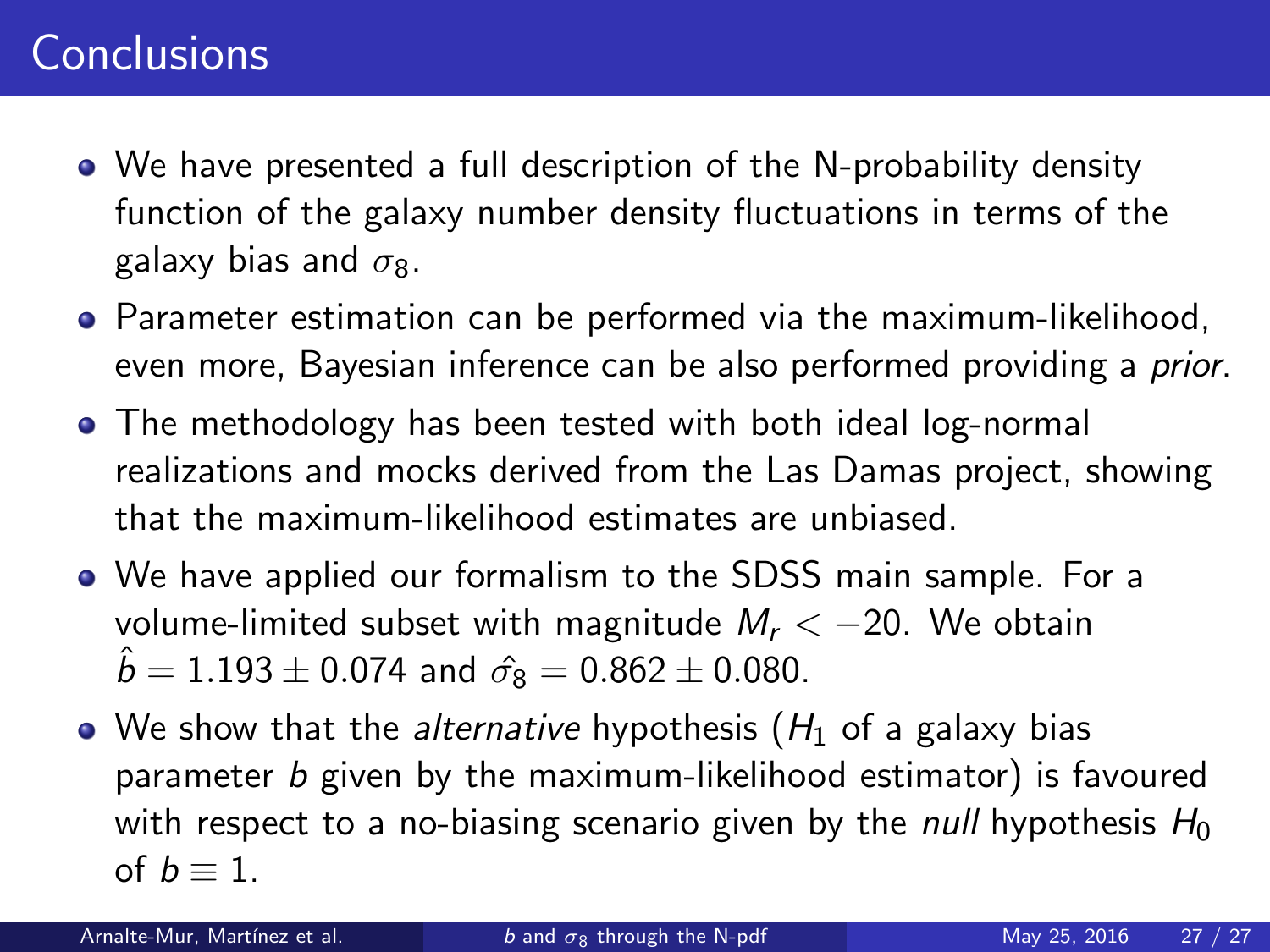# Conclusions

- We have presented a full description of the N-probability density function of the galaxy number density fluctuations in terms of the galaxy bias and $\sigma_8$.
- Parameter estimation can be performed via the maximum-likelihood, even more, Bayesian inference can be also performed providing a *prior*.
- The methodology has been tested with both ideal log-normal realizations and mocks derived from the Las Damas project, showing that the maximum-likelihood estimates are unbiased.
- We have applied our formalism to the SDSS main sample. For a volume-limited subset with magnitude $M_r < -20$. We obtain $\hat{b} = 1.193 \pm 0.074$ and $\hat{\sigma_8} = 0.862 \pm 0.080$.
- We show that the *alternative* hypothesis ($H_1$ of a galaxy bias parameter $b$ given by the maximum-likelihood estimator) is favoured with respect to a no-biasing scenario given by the *null* hypothesis $H_0$ of $b \equiv 1$.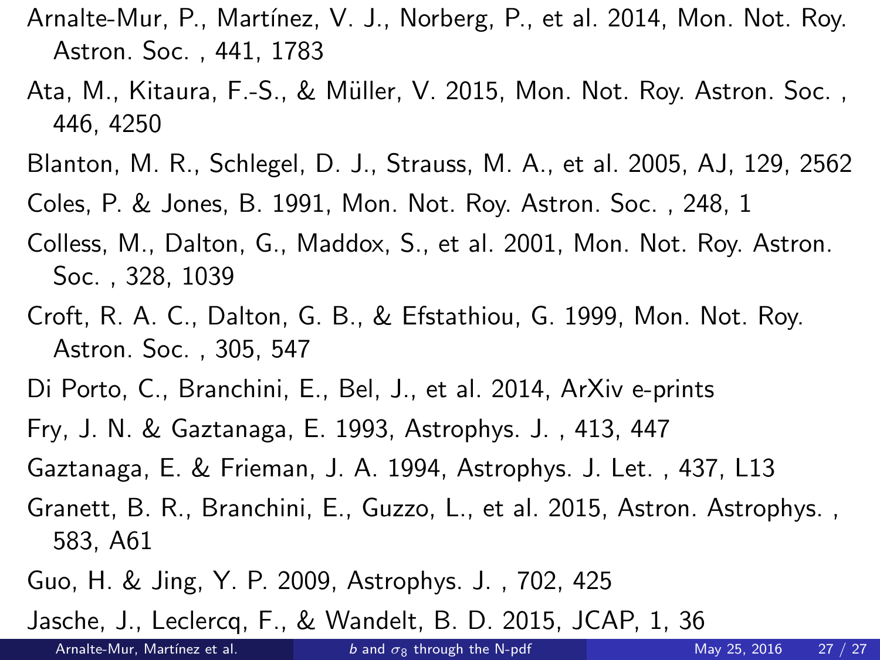Arnalte-Mur, P., Martínez, V. J., Norberg, P., et al. 2014, Mon. Not. Roy. Astron. Soc. , 441, 1783

Ata, M., Kitaura, F.-S., & Müller, V. 2015, Mon. Not. Roy. Astron. Soc. , 446, 4250

Blanton, M. R., Schlegel, D. J., Strauss, M. A., et al. 2005, AJ, 129, 2562

Coles, P. & Jones, B. 1991, Mon. Not. Roy. Astron. Soc. , 248, 1

Colless, M., Dalton, G., Maddox, S., et al. 2001, Mon. Not. Roy. Astron. Soc. , 328, 1039

Croft, R. A. C., Dalton, G. B., & Efstathiou, G. 1999, Mon. Not. Roy. Astron. Soc. , 305, 547

Di Porto, C., Branchini, E., Bel, J., et al. 2014, ArXiv e-prints

Fry, J. N. & Gaztanaga, E. 1993, Astrophys. J. , 413, 447

Gaztanaga, E. & Frieman, J. A. 1994, Astrophys. J. Let. , 437, L13

Granett, B. R., Branchini, E., Guzzo, L., et al. 2015, Astron. Astrophys. , 583, A61

Guo, H. & Jing, Y. P. 2009, Astrophys. J. , 702, 425

Jasche, J., Leclercq, F., & Wandelt, B. D. 2015, JCAP, 1, 36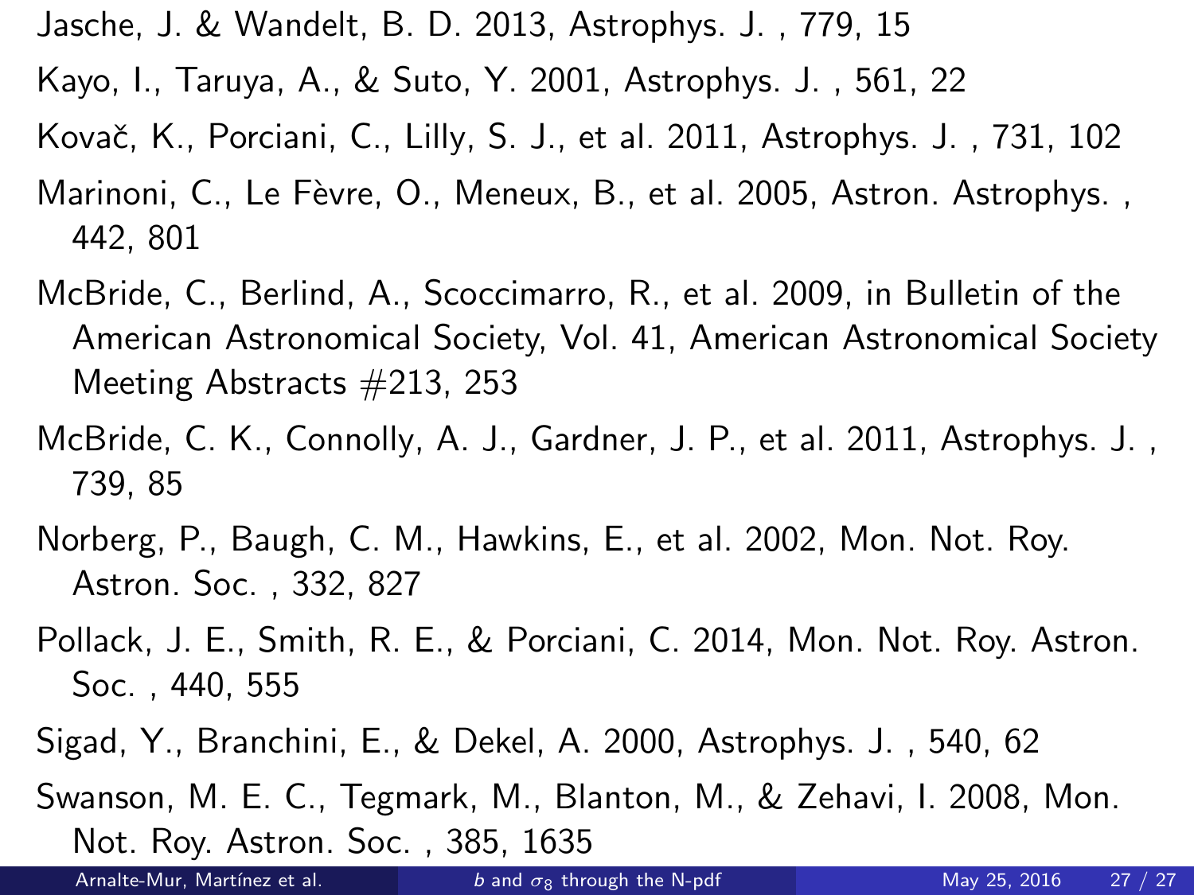Jasche, J. & Wandelt, B. D. 2013, Astrophys. J. , 779, 15

Kayo, I., Taruya, A., & Suto, Y. 2001, Astrophys. J. , 561, 22

Kovač, K., Porciani, C., Lilly, S. J., et al. 2011, Astrophys. J. , 731, 102

Marinoni, C., Le Fèvre, O., Meneux, B., et al. 2005, Astron. Astrophys. , 442, 801

McBride, C., Berlind, A., Scoccimarro, R., et al. 2009, in Bulletin of the American Astronomical Society, Vol. 41, American Astronomical Society Meeting Abstracts #213, 253

McBride, C. K., Connolly, A. J., Gardner, J. P., et al. 2011, Astrophys. J. , 739, 85

Norberg, P., Baugh, C. M., Hawkins, E., et al. 2002, Mon. Not. Roy. Astron. Soc. , 332, 827

Pollack, J. E., Smith, R. E., & Porciani, C. 2014, Mon. Not. Roy. Astron. Soc. , 440, 555

Sigad, Y., Branchini, E., & Dekel, A. 2000, Astrophys. J. , 540, 62

Swanson, M. E. C., Tegmark, M., Blanton, M., & Zehavi, I. 2008, Mon. Not. Roy. Astron. Soc. , 385, 1635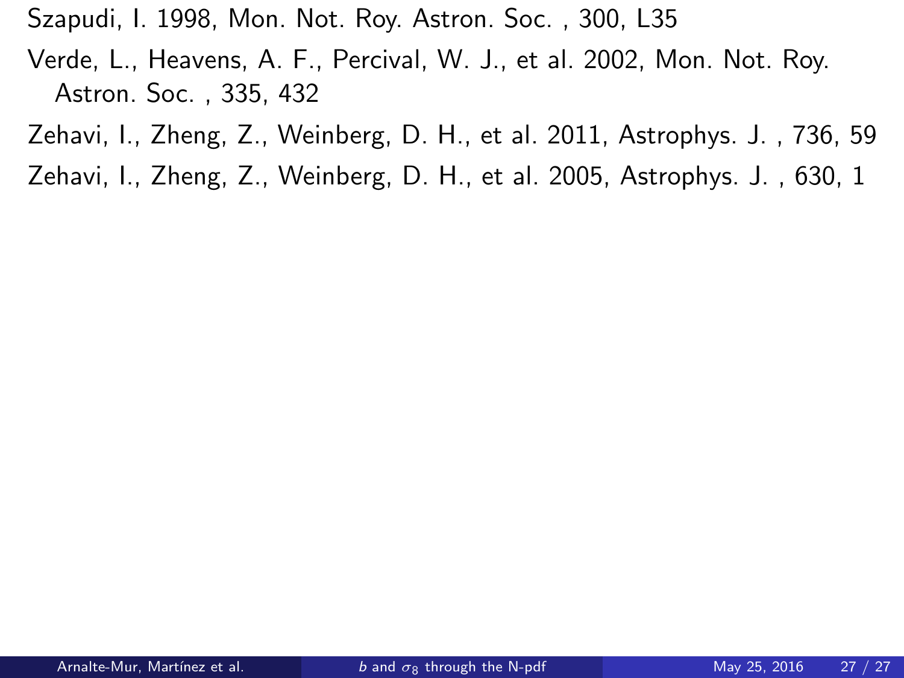Szapudi, I. 1998, Mon. Not. Roy. Astron. Soc. , 300, L35

Verde, L., Heavens, A. F., Percival, W. J., et al. 2002, Mon. Not. Roy. Astron. Soc. , 335, 432

Zehavi, I., Zheng, Z., Weinberg, D. H., et al. 2011, Astrophys. J. , 736, 59

Zehavi, I., Zheng, Z., Weinberg, D. H., et al. 2005, Astrophys. J. , 630, 1